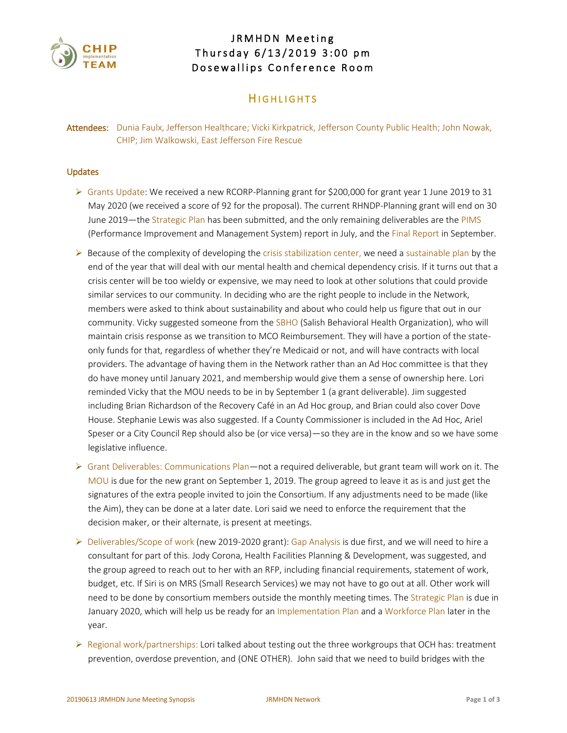# JRMHDN Meeting
# Thursday 6/13/2019 3:00 pm
# Dosewallips Conference Room

## Highlights

**Attendees:** Dunia Faulx, Jefferson Healthcare; Vicki Kirkpatrick, Jefferson County Public Health; John Nowak, CHIP; Jim Walkowski, East Jefferson Fire Rescue

### Updates

- Grants Update: We received a new RCORP-Planning grant for $200,000 for grant year 1 June 2019 to 31 May 2020 (we received a score of 92 for the proposal). The current RHNDP-Planning grant will end on 30 June 2019—the Strategic Plan has been submitted, and the only remaining deliverables are the PIMS (Performance Improvement and Management System) report in July, and the Final Report in September.
- Because of the complexity of developing the crisis stabilization center, we need a sustainable plan by the end of the year that will deal with our mental health and chemical dependency crisis. If it turns out that a crisis center will be too wieldy or expensive, we may need to look at other solutions that could provide similar services to our community. In deciding who are the right people to include in the Network, members were asked to think about sustainability and about who could help us figure that out in our community. Vicky suggested someone from the SBHO (Salish Behavioral Health Organization), who will maintain crisis response as we transition to MCO Reimbursement. They will have a portion of the state-only funds for that, regardless of whether they're Medicaid or not, and will have contracts with local providers. The advantage of having them in the Network rather than an Ad Hoc committee is that they do have money until January 2021, and membership would give them a sense of ownership here. Lori reminded Vicky that the MOU needs to be in by September 1 (a grant deliverable). Jim suggested including Brian Richardson of the Recovery Café in an Ad Hoc group, and Brian could also cover Dove House. Stephanie Lewis was also suggested. If a County Commissioner is included in the Ad Hoc, Ariel Speser or a City Council Rep should also be (or vice versa)—so they are in the know and so we have some legislative influence.
- Grant Deliverables: Communications Plan—not a required deliverable, but grant team will work on it. The MOU is due for the new grant on September 1, 2019. The group agreed to leave it as is and just get the signatures of the extra people invited to join the Consortium. If any adjustments need to be made (like the Aim), they can be done at a later date. Lori said we need to enforce the requirement that the decision maker, or their alternate, is present at meetings.
- Deliverables/Scope of work (new 2019-2020 grant): Gap Analysis is due first, and we will need to hire a consultant for part of this. Jody Corona, Health Facilities Planning & Development, was suggested, and the group agreed to reach out to her with an RFP, including financial requirements, statement of work, budget, etc. If Siri is on MRS (Small Research Services) we may not have to go out at all. Other work will need to be done by consortium members outside the monthly meeting times. The Strategic Plan is due in January 2020, which will help us be ready for an Implementation Plan and a Workforce Plan later in the year.
- Regional work/partnerships: Lori talked about testing out the three workgroups that OCH has: treatment prevention, overdose prevention, and (ONE OTHER). John said that we need to build bridges with the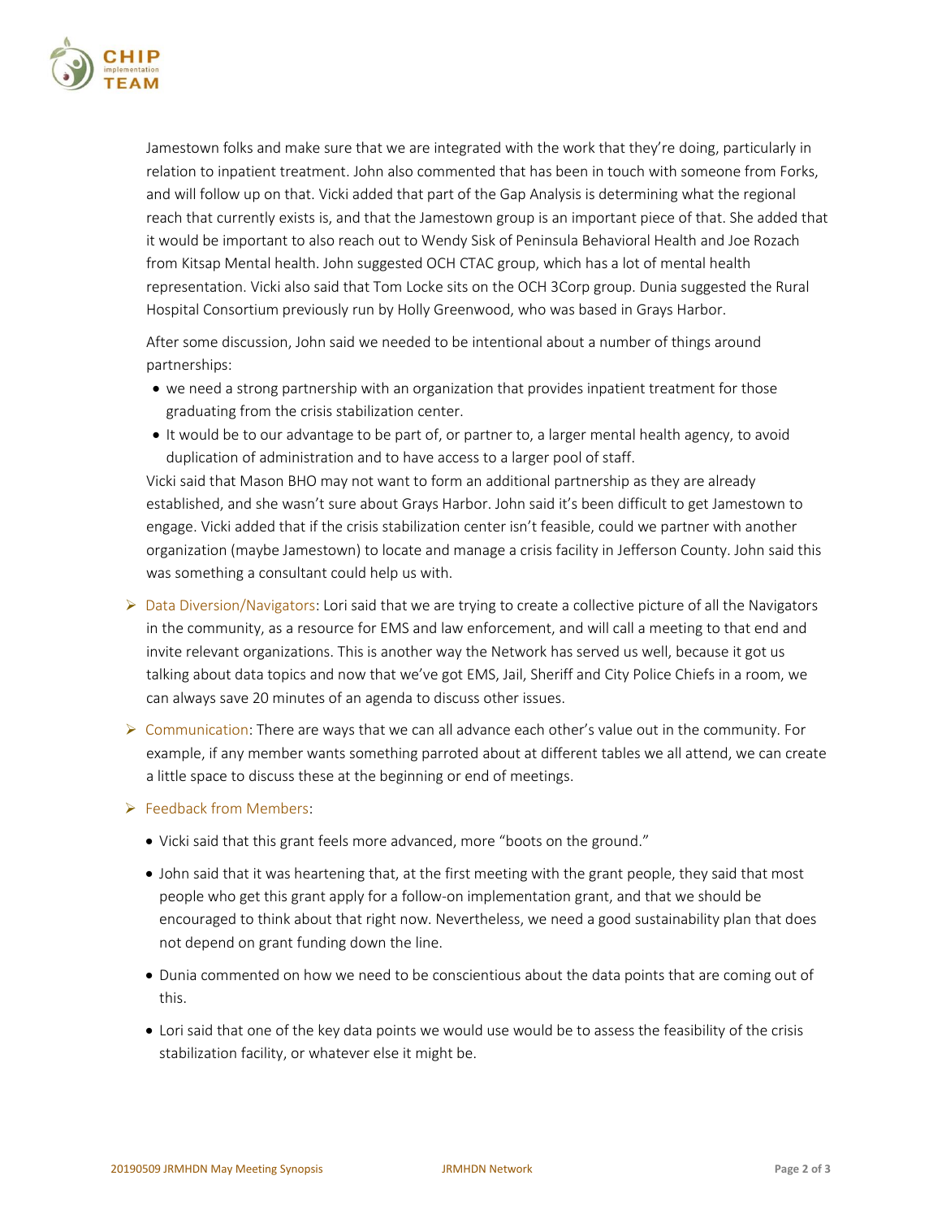Jamestown folks and make sure that we are integrated with the work that they're doing, particularly in relation to inpatient treatment. John also commented that has been in touch with someone from Forks, and will follow up on that. Vicki added that part of the Gap Analysis is determining what the regional reach that currently exists is, and that the Jamestown group is an important piece of that. She added that it would be important to also reach out to Wendy Sisk of Peninsula Behavioral Health and Joe Rozach from Kitsap Mental health. John suggested OCH CTAC group, which has a lot of mental health representation. Vicki also said that Tom Locke sits on the OCH 3Corp group. Dunia suggested the Rural Hospital Consortium previously run by Holly Greenwood, who was based in Grays Harbor.

After some discussion, John said we needed to be intentional about a number of things around partnerships:

- we need a strong partnership with an organization that provides inpatient treatment for those graduating from the crisis stabilization center.
- It would be to our advantage to be part of, or partner to, a larger mental health agency, to avoid duplication of administration and to have access to a larger pool of staff.

Vicki said that Mason BHO may not want to form an additional partnership as they are already established, and she wasn't sure about Grays Harbor. John said it's been difficult to get Jamestown to engage. Vicki added that if the crisis stabilization center isn't feasible, could we partner with another organization (maybe Jamestown) to locate and manage a crisis facility in Jefferson County. John said this was something a consultant could help us with.

- Data Diversion/Navigators: Lori said that we are trying to create a collective picture of all the Navigators in the community, as a resource for EMS and law enforcement, and will call a meeting to that end and invite relevant organizations. This is another way the Network has served us well, because it got us talking about data topics and now that we've got EMS, Jail, Sheriff and City Police Chiefs in a room, we can always save 20 minutes of an agenda to discuss other issues.
- Communication: There are ways that we can all advance each other's value out in the community. For example, if any member wants something parroted about at different tables we all attend, we can create a little space to discuss these at the beginning or end of meetings.
- Feedback from Members:
  - Vicki said that this grant feels more advanced, more "boots on the ground."
  - John said that it was heartening that, at the first meeting with the grant people, they said that most people who get this grant apply for a follow-on implementation grant, and that we should be encouraged to think about that right now. Nevertheless, we need a good sustainability plan that does not depend on grant funding down the line.
  - Dunia commented on how we need to be conscientious about the data points that are coming out of this.
  - Lori said that one of the key data points we would use would be to assess the feasibility of the crisis stabilization facility, or whatever else it might be.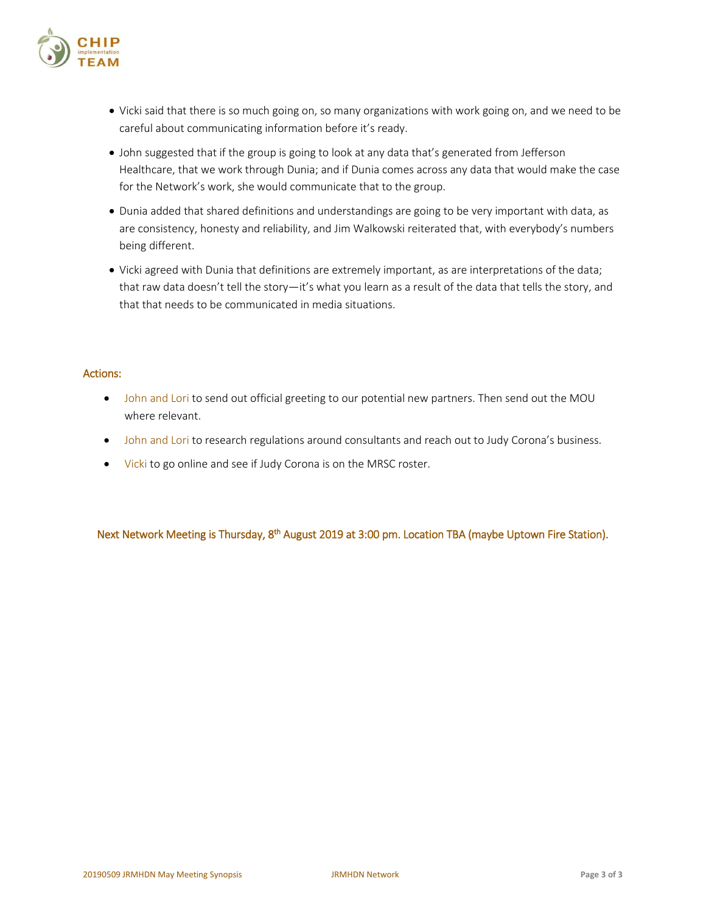- Vicki said that there is so much going on, so many organizations with work going on, and we need to be careful about communicating information before it's ready.
- John suggested that if the group is going to look at any data that's generated from Jefferson Healthcare, that we work through Dunia; and if Dunia comes across any data that would make the case for the Network's work, she would communicate that to the group.
- Dunia added that shared definitions and understandings are going to be very important with data, as are consistency, honesty and reliability, and Jim Walkowski reiterated that, with everybody's numbers being different.
- Vicki agreed with Dunia that definitions are extremely important, as are interpretations of the data; that raw data doesn't tell the story—it's what you learn as a result of the data that tells the story, and that that needs to be communicated in media situations.

## Actions:

- John and Lori to send out official greeting to our potential new partners. Then send out the MOU where relevant.
- John and Lori to research regulations around consultants and reach out to Judy Corona's business.
- Vicki to go online and see if Judy Corona is on the MRSC roster.

Next Network Meeting is Thursday, 8th August 2019 at 3:00 pm. Location TBA (maybe Uptown Fire Station).